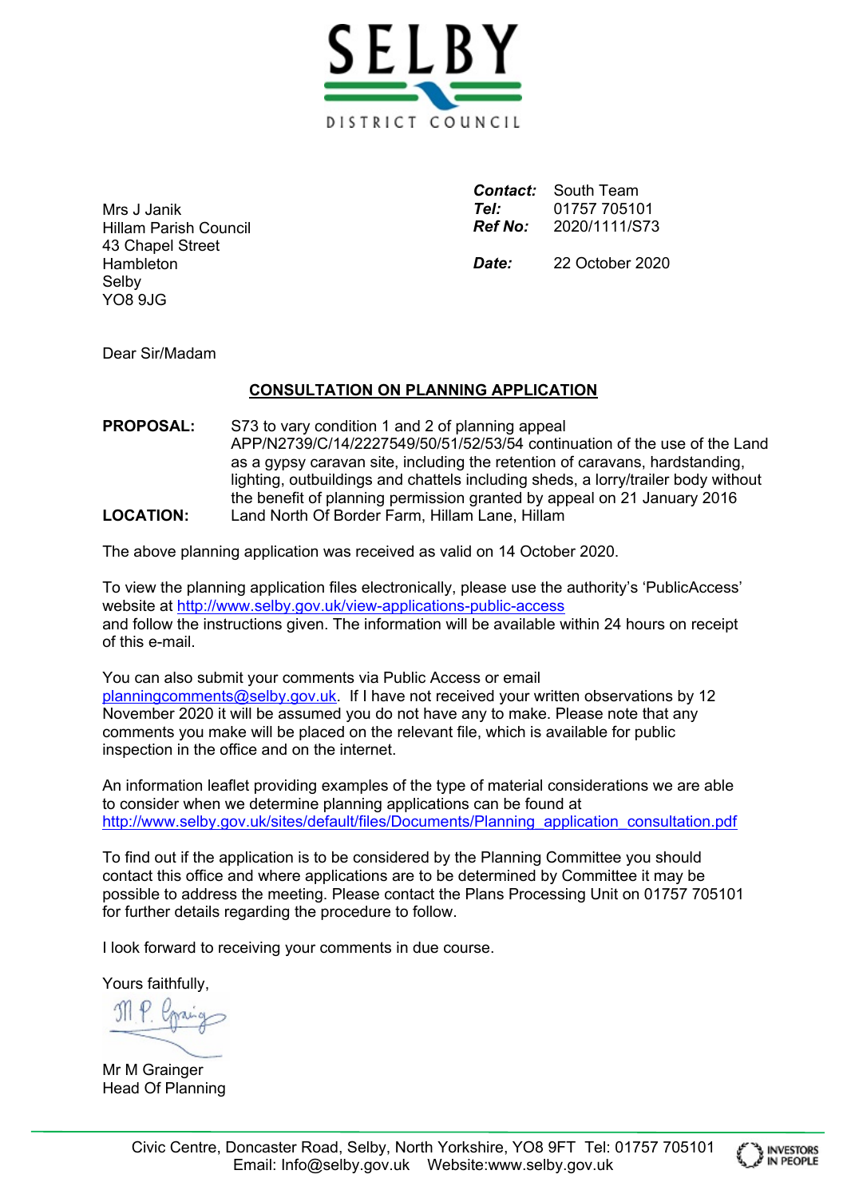SELBY

DISTRICT COUNCIL

Mrs J Janik
Hillam Parish Council
43 Chapel Street
Hambleton
Selby
YO8 9JG

***Contact:*** South Team
***Tel:*** 01757 705101
***Ref No:*** 2020/1111/S73

***Date:*** 22 October 2020

Dear Sir/Madam

**CONSULTATION ON PLANNING APPLICATION**

**PROPOSAL:** S73 to vary condition 1 and 2 of planning appeal APP/N2739/C/14/2227549/50/51/52/53/54 continuation of the use of the Land as a gypsy caravan site, including the retention of caravans, hardstanding, lighting, outbuildings and chattels including sheds, a lorry/trailer body without the benefit of planning permission granted by appeal on 21 January 2016

**LOCATION:** Land North Of Border Farm, Hillam Lane, Hillam

The above planning application was received as valid on 14 October 2020.

To view the planning application files electronically, please use the authority's 'PublicAccess' website at http://www.selby.gov.uk/view-applications-public-access and follow the instructions given. The information will be available within 24 hours on receipt of this e-mail.

You can also submit your comments via Public Access or email planningcomments@selby.gov.uk. If I have not received your written observations by 12 November 2020 it will be assumed you do not have any to make. Please note that any comments you make will be placed on the relevant file, which is available for public inspection in the office and on the internet.

An information leaflet providing examples of the type of material considerations we are able to consider when we determine planning applications can be found at http://www.selby.gov.uk/sites/default/files/Documents/Planning_application_consultation.pdf

To find out if the application is to be considered by the Planning Committee you should contact this office and where applications are to be determined by Committee it may be possible to address the meeting. Please contact the Plans Processing Unit on 01757 705101 for further details regarding the procedure to follow.

I look forward to receiving your comments in due course.

Yours faithfully,

Mr M Grainger
Head Of Planning

Civic Centre, Doncaster Road, Selby, North Yorkshire, YO8 9FT Tel: 01757 705101
Email: Info@selby.gov.uk Website:www.selby.gov.uk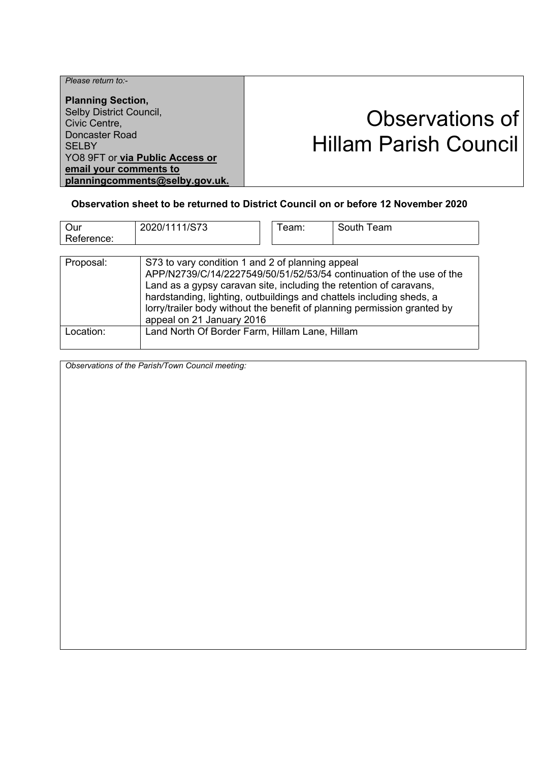*Please return to:-*

**Planning Section,**
Selby District Council,
Civic Centre,
Doncaster Road
SELBY
YO8 9FT or **via Public Access or email your comments to planningcomments@selby.gov.uk.**

# Observations of Hillam Parish Council

**Observation sheet to be returned to District Council on or before 12 November 2020**

| | | | |
|---|---|---|---|
| Our Reference: | 2020/1111/S73 | Team: | South Team |

| | |
|---|---|
| Proposal: | S73 to vary condition 1 and 2 of planning appeal APP/N2739/C/14/2227549/50/51/52/53/54 continuation of the use of the Land as a gypsy caravan site, including the retention of caravans, hardstanding, lighting, outbuildings and chattels including sheds, a lorry/trailer body without the benefit of planning permission granted by appeal on 21 January 2016 |
| Location: | Land North Of Border Farm, Hillam Lane, Hillam |

*Observations of the Parish/Town Council meeting:*